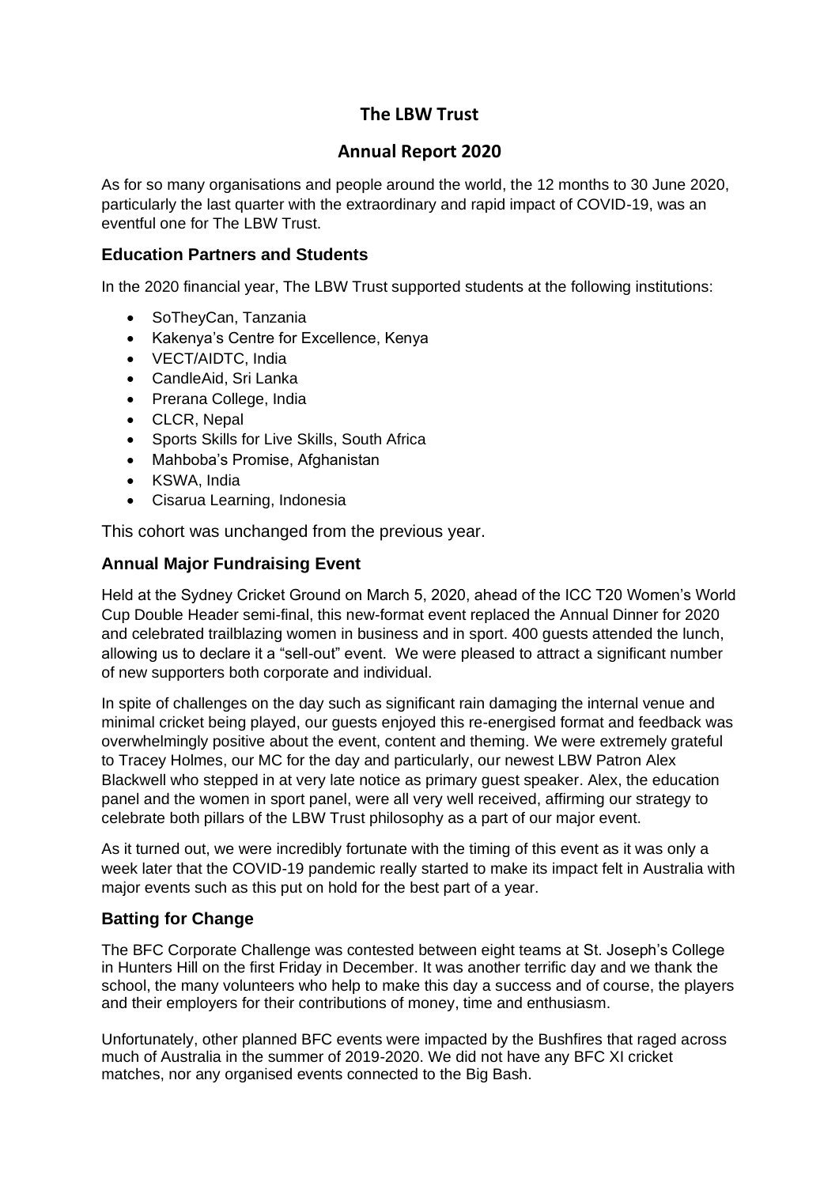# The LBW Trust

## Annual Report 2020

As for so many organisations and people around the world, the 12 months to 30 June 2020, particularly the last quarter with the extraordinary and rapid impact of COVID-19, was an eventful one for The LBW Trust.

### Education Partners and Students

In the 2020 financial year, The LBW Trust supported students at the following institutions:

- SoTheyCan, Tanzania
- Kakenya's Centre for Excellence, Kenya
- VECT/AIDTC, India
- CandleAid, Sri Lanka
- Prerana College, India
- CLCR, Nepal
- Sports Skills for Live Skills, South Africa
- Mahboba's Promise, Afghanistan
- KSWA, India
- Cisarua Learning, Indonesia

This cohort was unchanged from the previous year.

### Annual Major Fundraising Event

Held at the Sydney Cricket Ground on March 5, 2020, ahead of the ICC T20 Women's World Cup Double Header semi-final, this new-format event replaced the Annual Dinner for 2020 and celebrated trailblazing women in business and in sport. 400 guests attended the lunch, allowing us to declare it a "sell-out" event. We were pleased to attract a significant number of new supporters both corporate and individual.

In spite of challenges on the day such as significant rain damaging the internal venue and minimal cricket being played, our guests enjoyed this re-energised format and feedback was overwhelmingly positive about the event, content and theming. We were extremely grateful to Tracey Holmes, our MC for the day and particularly, our newest LBW Patron Alex Blackwell who stepped in at very late notice as primary guest speaker. Alex, the education panel and the women in sport panel, were all very well received, affirming our strategy to celebrate both pillars of the LBW Trust philosophy as a part of our major event.

As it turned out, we were incredibly fortunate with the timing of this event as it was only a week later that the COVID-19 pandemic really started to make its impact felt in Australia with major events such as this put on hold for the best part of a year.

### Batting for Change

The BFC Corporate Challenge was contested between eight teams at St. Joseph's College in Hunters Hill on the first Friday in December. It was another terrific day and we thank the school, the many volunteers who help to make this day a success and of course, the players and their employers for their contributions of money, time and enthusiasm.

Unfortunately, other planned BFC events were impacted by the Bushfires that raged across much of Australia in the summer of 2019-2020. We did not have any BFC XI cricket matches, nor any organised events connected to the Big Bash.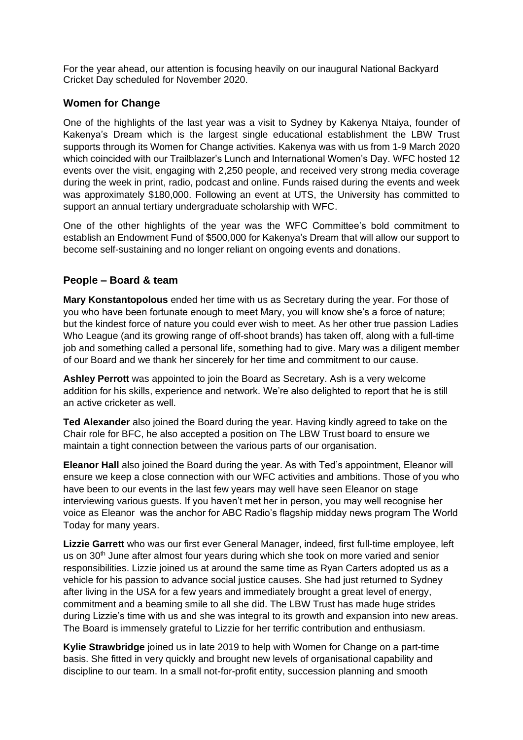For the year ahead, our attention is focusing heavily on our inaugural National Backyard Cricket Day scheduled for November 2020.

## Women for Change

One of the highlights of the last year was a visit to Sydney by Kakenya Ntaiya, founder of Kakenya's Dream which is the largest single educational establishment the LBW Trust supports through its Women for Change activities. Kakenya was with us from 1-9 March 2020 which coincided with our Trailblazer's Lunch and International Women's Day. WFC hosted 12 events over the visit, engaging with 2,250 people, and received very strong media coverage during the week in print, radio, podcast and online. Funds raised during the events and week was approximately $180,000. Following an event at UTS, the University has committed to support an annual tertiary undergraduate scholarship with WFC.

One of the other highlights of the year was the WFC Committee's bold commitment to establish an Endowment Fund of $500,000 for Kakenya's Dream that will allow our support to become self-sustaining and no longer reliant on ongoing events and donations.

## People – Board & team

**Mary Konstantopolous** ended her time with us as Secretary during the year. For those of you who have been fortunate enough to meet Mary, you will know she's a force of nature; but the kindest force of nature you could ever wish to meet. As her other true passion Ladies Who League (and its growing range of off-shoot brands) has taken off, along with a full-time job and something called a personal life, something had to give. Mary was a diligent member of our Board and we thank her sincerely for her time and commitment to our cause.

**Ashley Perrott** was appointed to join the Board as Secretary. Ash is a very welcome addition for his skills, experience and network. We're also delighted to report that he is still an active cricketer as well.

**Ted Alexander** also joined the Board during the year. Having kindly agreed to take on the Chair role for BFC, he also accepted a position on The LBW Trust board to ensure we maintain a tight connection between the various parts of our organisation.

**Eleanor Hall** also joined the Board during the year. As with Ted's appointment, Eleanor will ensure we keep a close connection with our WFC activities and ambitions. Those of you who have been to our events in the last few years may well have seen Eleanor on stage interviewing various guests. If you haven't met her in person, you may well recognise her voice as Eleanor was the anchor for ABC Radio's flagship midday news program The World Today for many years.

**Lizzie Garrett** who was our first ever General Manager, indeed, first full-time employee, left us on 30th June after almost four years during which she took on more varied and senior responsibilities. Lizzie joined us at around the same time as Ryan Carters adopted us as a vehicle for his passion to advance social justice causes. She had just returned to Sydney after living in the USA for a few years and immediately brought a great level of energy, commitment and a beaming smile to all she did. The LBW Trust has made huge strides during Lizzie's time with us and she was integral to its growth and expansion into new areas. The Board is immensely grateful to Lizzie for her terrific contribution and enthusiasm.

**Kylie Strawbridge** joined us in late 2019 to help with Women for Change on a part-time basis. She fitted in very quickly and brought new levels of organisational capability and discipline to our team. In a small not-for-profit entity, succession planning and smooth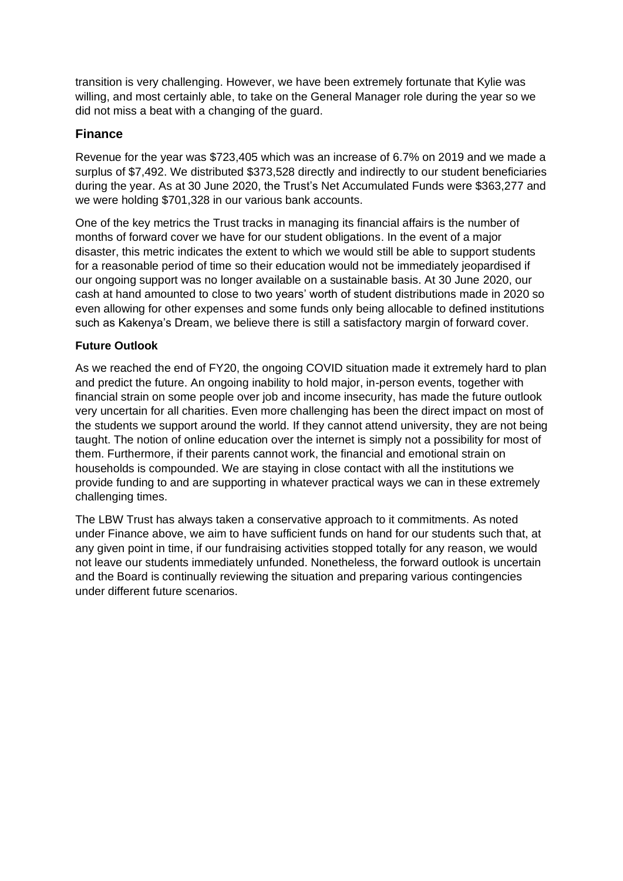transition is very challenging. However, we have been extremely fortunate that Kylie was willing, and most certainly able, to take on the General Manager role during the year so we did not miss a beat with a changing of the guard.

## Finance

Revenue for the year was $723,405 which was an increase of 6.7% on 2019 and we made a surplus of $7,492. We distributed $373,528 directly and indirectly to our student beneficiaries during the year. As at 30 June 2020, the Trust's Net Accumulated Funds were $363,277 and we were holding $701,328 in our various bank accounts.

One of the key metrics the Trust tracks in managing its financial affairs is the number of months of forward cover we have for our student obligations. In the event of a major disaster, this metric indicates the extent to which we would still be able to support students for a reasonable period of time so their education would not be immediately jeopardised if our ongoing support was no longer available on a sustainable basis. At 30 June 2020, our cash at hand amounted to close to two years' worth of student distributions made in 2020 so even allowing for other expenses and some funds only being allocable to defined institutions such as Kakenya's Dream, we believe there is still a satisfactory margin of forward cover.

### Future Outlook

As we reached the end of FY20, the ongoing COVID situation made it extremely hard to plan and predict the future. An ongoing inability to hold major, in-person events, together with financial strain on some people over job and income insecurity, has made the future outlook very uncertain for all charities. Even more challenging has been the direct impact on most of the students we support around the world. If they cannot attend university, they are not being taught. The notion of online education over the internet is simply not a possibility for most of them. Furthermore, if their parents cannot work, the financial and emotional strain on households is compounded. We are staying in close contact with all the institutions we provide funding to and are supporting in whatever practical ways we can in these extremely challenging times.

The LBW Trust has always taken a conservative approach to it commitments. As noted under Finance above, we aim to have sufficient funds on hand for our students such that, at any given point in time, if our fundraising activities stopped totally for any reason, we would not leave our students immediately unfunded. Nonetheless, the forward outlook is uncertain and the Board is continually reviewing the situation and preparing various contingencies under different future scenarios.